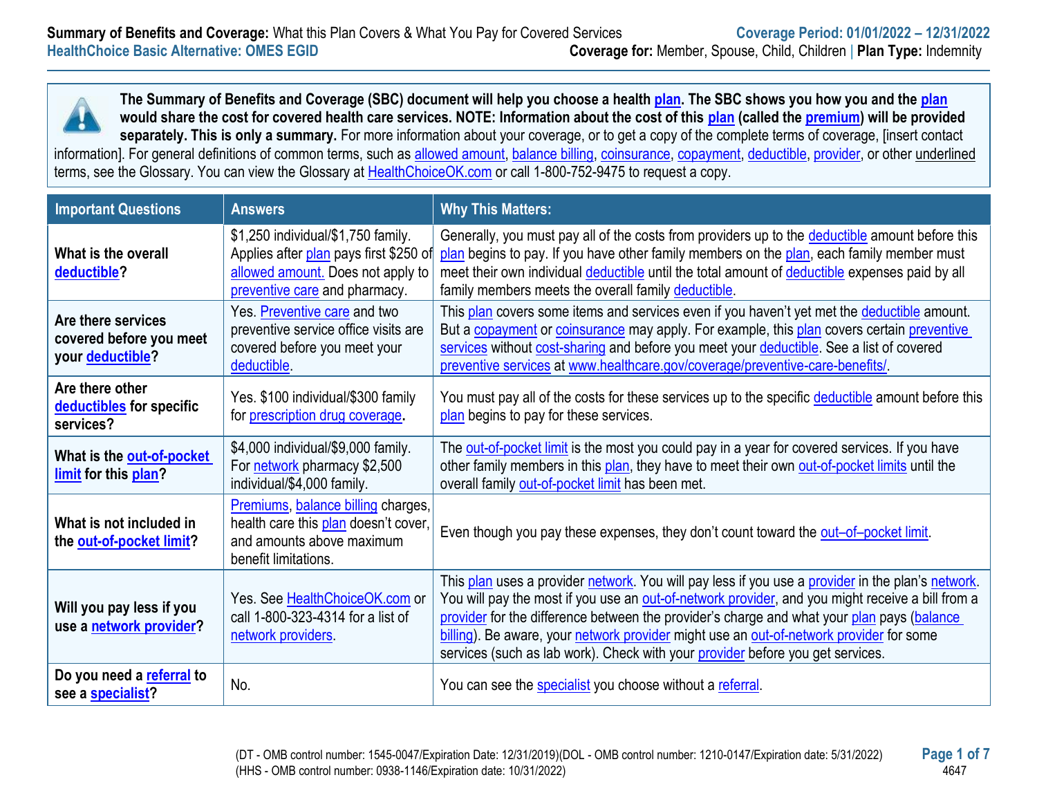**Summary of Benefits and Coverage:** What this Plan Covers & What You Pay for Covered Services
**HealthChoice Basic Alternative: OMES EGID**

**Coverage Period: 01/01/2022 – 12/31/2022**
**Coverage for:** Member, Spouse, Child, Children | **Plan Type:** Indemnity

**The Summary of Benefits and Coverage (SBC) document will help you choose a health plan. The SBC shows you how you and the plan would share the cost for covered health care services. NOTE: Information about the cost of this plan (called the premium) will be provided separately. This is only a summary.** For more information about your coverage, or to get a copy of the complete terms of coverage, [insert contact information]. For general definitions of common terms, such as allowed amount, balance billing, coinsurance, copayment, deductible, provider, or other underlined terms, see the Glossary. You can view the Glossary at HealthChoiceOK.com or call 1-800-752-9475 to request a copy.

| Important Questions | Answers | Why This Matters: |
|---|---|---|
| **What is the overall deductible?** | $1,250 individual/$1,750 family. Applies after plan pays first $250 of allowed amount. Does not apply to preventive care and pharmacy. | Generally, you must pay all of the costs from providers up to the deductible amount before this plan begins to pay. If you have other family members on the plan, each family member must meet their own individual deductible until the total amount of deductible expenses paid by all family members meets the overall family deductible. |
| **Are there services covered before you meet your deductible?** | Yes. Preventive care and two preventive service office visits are covered before you meet your deductible. | This plan covers some items and services even if you haven't yet met the deductible amount. But a copayment or coinsurance may apply. For example, this plan covers certain preventive services without cost-sharing and before you meet your deductible. See a list of covered preventive services at www.healthcare.gov/coverage/preventive-care-benefits/. |
| **Are there other deductibles for specific services?** | Yes. $100 individual/$300 family for prescription drug coverage**.** | You must pay all of the costs for these services up to the specific deductible amount before this plan begins to pay for these services. |
| **What is the out-of-pocket limit for this plan?** | $4,000 individual/$9,000 family. For network pharmacy $2,500 individual/$4,000 family. | The out-of-pocket limit is the most you could pay in a year for covered services. If you have other family members in this plan, they have to meet their own out-of-pocket limits until the overall family out-of-pocket limit has been met. |
| **What is not included in the out-of-pocket limit?** | Premiums, balance billing charges, health care this plan doesn't cover, and amounts above maximum benefit limitations. | Even though you pay these expenses, they don't count toward the out–of–pocket limit. |
| **Will you pay less if you use a network provider?** | Yes. See HealthChoiceOK.com or call 1-800-323-4314 for a list of network providers. | This plan uses a provider network. You will pay less if you use a provider in the plan's network. You will pay the most if you use an out-of-network provider, and you might receive a bill from a provider for the difference between the provider's charge and what your plan pays (balance billing). Be aware, your network provider might use an out-of-network provider for some services (such as lab work). Check with your provider before you get services. |
| **Do you need a referral to see a specialist?** | No. | You can see the specialist you choose without a referral. |

(DT - OMB control number: 1545-0047/Expiration Date: 12/31/2019)(DOL - OMB control number: 1210-0147/Expiration date: 5/31/2022)
(HHS - OMB control number: 0938-1146/Expiration date: 10/31/2022)

4647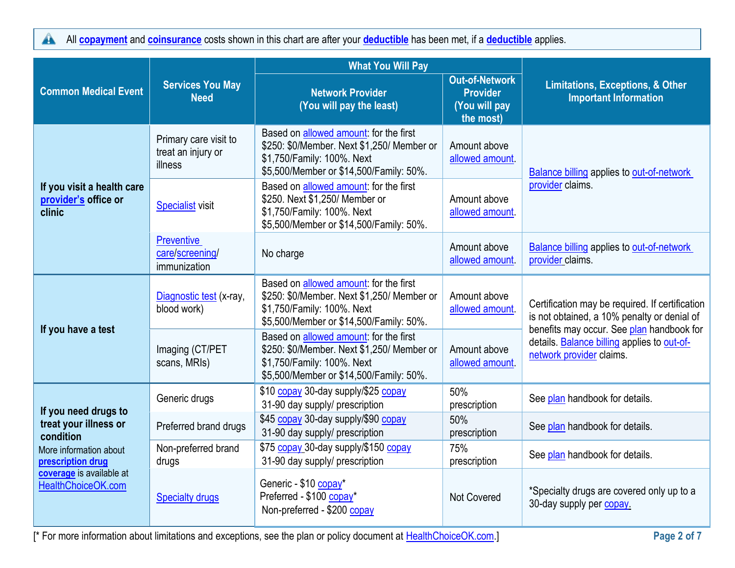All **copayment** and **coinsurance** costs shown in this chart are after your **deductible** has been met, if a **deductible** applies.

| Common Medical Event | Services You May Need | What You Will Pay | | Limitations, Exceptions, & Other Important Information |
|---|---|---|---|---|
| | | Network Provider (You will pay the least) | Out-of-Network Provider (You will pay the most) | |
| **If you visit a health care provider's office or clinic** | Primary care visit to treat an injury or illness | Based on allowed amount: for the first $250: $0/Member. Next $1,250/ Member or $1,750/Family: 100%. Next $5,500/Member or $14,500/Family: 50%. | Amount above allowed amount. | Balance billing applies to out-of-network provider claims. |
| | Specialist visit | Based on allowed amount: for the first $250. Next $1,250/ Member or $1,750/Family: 100%. Next $5,500/Member or $14,500/Family: 50%. | Amount above allowed amount. | |
| | Preventive care/screening/ immunization | No charge | Amount above allowed amount. | Balance billing applies to out-of-network provider claims. |
| **If you have a test** | Diagnostic test (x-ray, blood work) | Based on allowed amount: for the first $250: $0/Member. Next $1,250/ Member or $1,750/Family: 100%. Next $5,500/Member or $14,500/Family: 50%. | Amount above allowed amount. | Certification may be required. If certification is not obtained, a 10% penalty or denial of benefits may occur. See plan handbook for details. Balance billing applies to out-of-network provider claims. |
| | Imaging (CT/PET scans, MRIs) | Based on allowed amount: for the first $250: $0/Member. Next $1,250/ Member or $1,750/Family: 100%. Next $5,500/Member or $14,500/Family: 50%. | Amount above allowed amount. | |
| **If you need drugs to treat your illness or condition** More information about **prescription drug coverage** is available at HealthChoiceOK.com | Generic drugs | $10 copay 30-day supply/$25 copay 31-90 day supply/ prescription | 50% prescription | See plan handbook for details. |
| | Preferred brand drugs | $45 copay 30-day supply/$90 copay 31-90 day supply/ prescription | 50% prescription | See plan handbook for details. |
| | Non-preferred brand drugs | $75 copay 30-day supply/$150 copay 31-90 day supply/ prescription | 75% prescription | See plan handbook for details. |
| | Specialty drugs | Generic - $10 copay* Preferred - $100 copay* Non-preferred - $200 copay | Not Covered | *Specialty drugs are covered only up to a 30-day supply per copay. |

[* For more information about limitations and exceptions, see the plan or policy document at HealthChoiceOK.com.]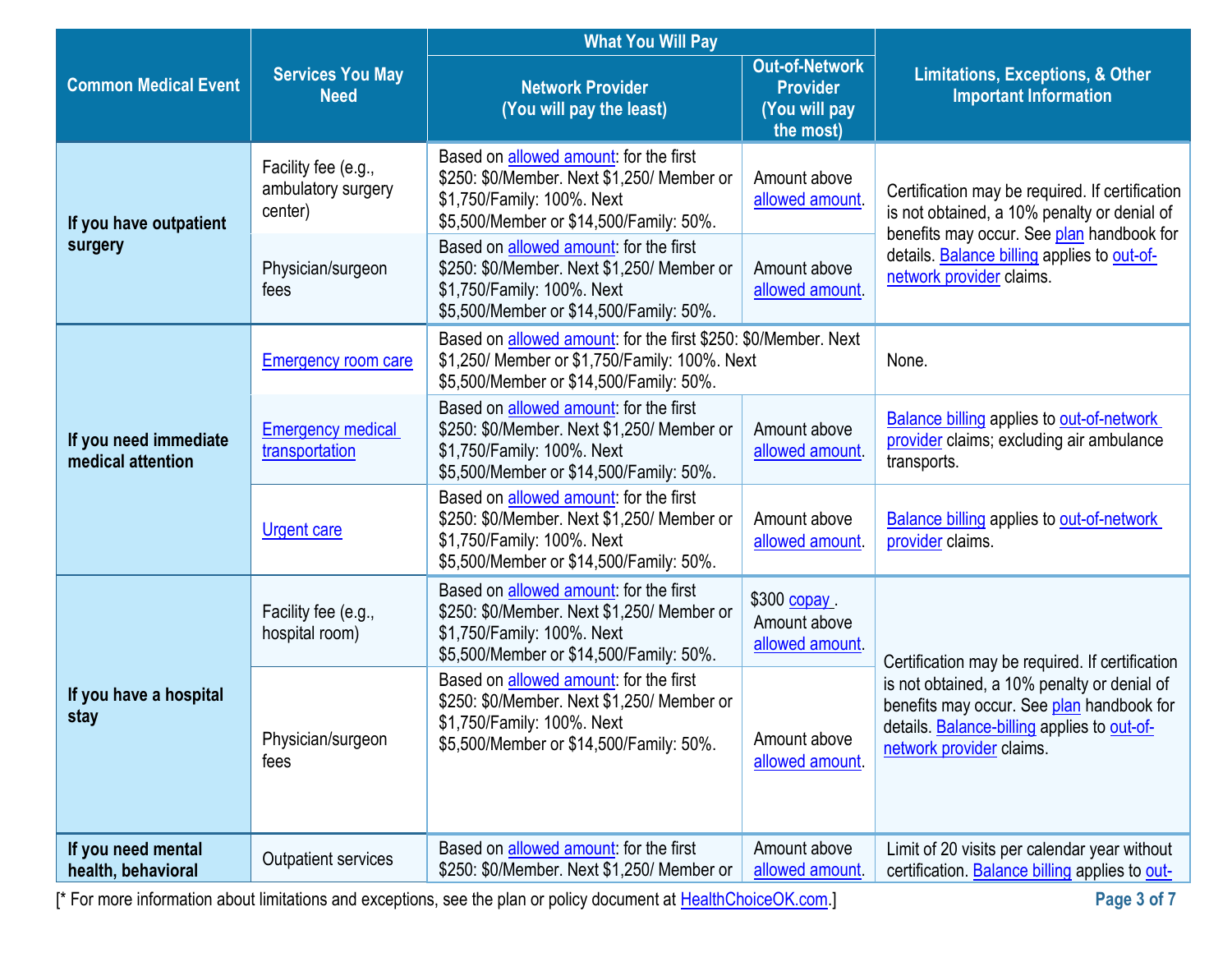| Common Medical Event | Services You May Need | What You Will Pay | | Limitations, Exceptions, & Other Important Information |
|---|---|---|---|---|
| | | Network Provider (You will pay the least) | Out-of-Network Provider (You will pay the most) | |
| If you have outpatient surgery | Facility fee (e.g., ambulatory surgery center) | Based on allowed amount: for the first $250: $0/Member. Next $1,250/ Member or $1,750/Family: 100%. Next $5,500/Member or $14,500/Family: 50%. | Amount above allowed amount. | Certification may be required. If certification is not obtained, a 10% penalty or denial of benefits may occur. See plan handbook for details. Balance billing applies to out-of-network provider claims. |
| | Physician/surgeon fees | Based on allowed amount: for the first $250: $0/Member. Next $1,250/ Member or $1,750/Family: 100%. Next $5,500/Member or $14,500/Family: 50%. | Amount above allowed amount. | |
| If you need immediate medical attention | Emergency room care | Based on allowed amount: for the first $250: $0/Member. Next $1,250/ Member or $1,750/Family: 100%. Next $5,500/Member or $14,500/Family: 50%. | | None. |
| | Emergency medical transportation | Based on allowed amount: for the first $250: $0/Member. Next $1,250/ Member or $1,750/Family: 100%. Next $5,500/Member or $14,500/Family: 50%. | Amount above allowed amount. | Balance billing applies to out-of-network provider claims; excluding air ambulance transports. |
| | Urgent care | Based on allowed amount: for the first $250: $0/Member. Next $1,250/ Member or $1,750/Family: 100%. Next $5,500/Member or $14,500/Family: 50%. | Amount above allowed amount. | Balance billing applies to out-of-network provider claims. |
| If you have a hospital stay | Facility fee (e.g., hospital room) | Based on allowed amount: for the first $250: $0/Member. Next $1,250/ Member or $1,750/Family: 100%. Next $5,500/Member or $14,500/Family: 50%. | $300 copay . Amount above allowed amount. | Certification may be required. If certification is not obtained, a 10% penalty or denial of benefits may occur. See plan handbook for details. Balance-billing applies to out-of-network provider claims. |
| | Physician/surgeon fees | Based on allowed amount: for the first $250: $0/Member. Next $1,250/ Member or $1,750/Family: 100%. Next $5,500/Member or $14,500/Family: 50%. | Amount above allowed amount. | |
| If you need mental health, behavioral | Outpatient services | Based on allowed amount: for the first $250: $0/Member. Next $1,250/ Member or | Amount above allowed amount. | Limit of 20 visits per calendar year without certification. Balance billing applies to out- |

[* For more information about limitations and exceptions, see the plan or policy document at HealthChoiceOK.com.]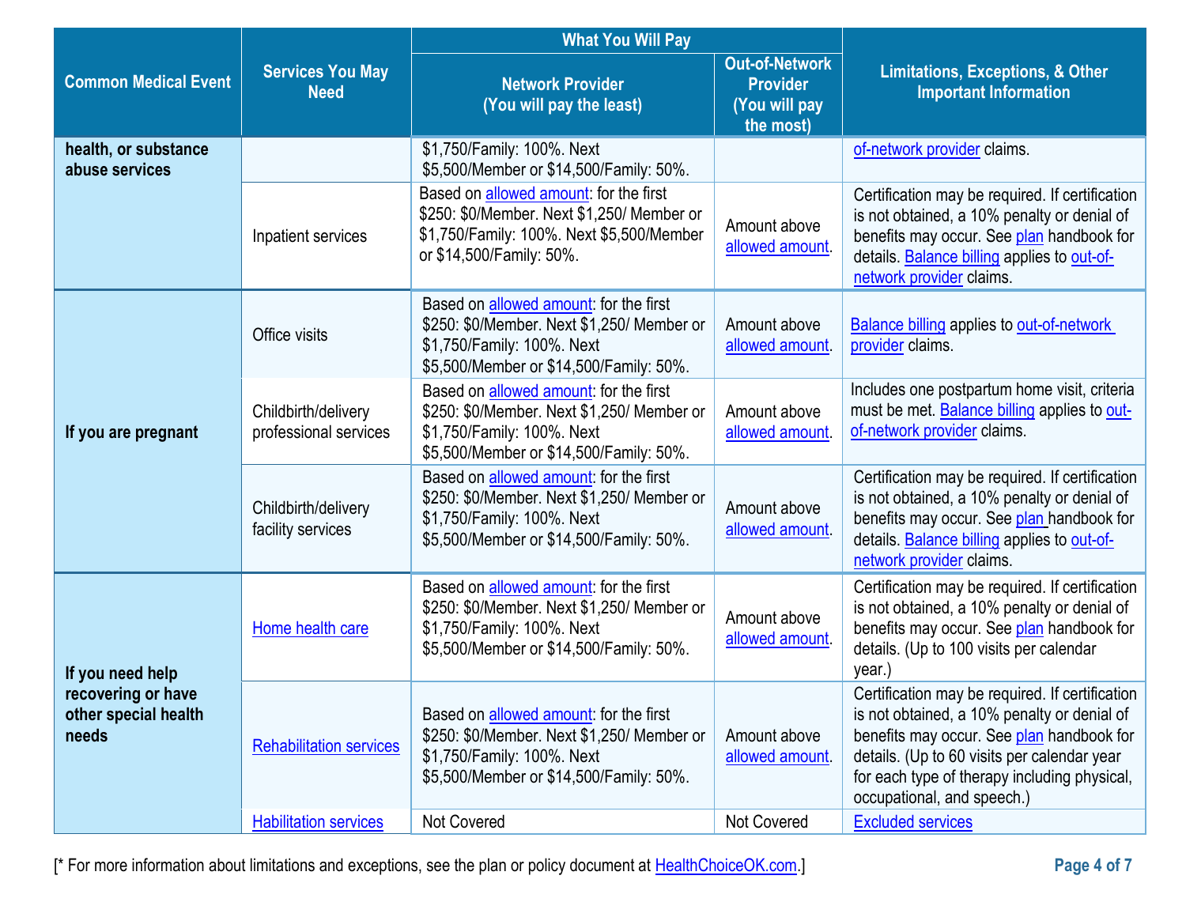| Common Medical Event | Services You May Need | What You Will Pay | | Limitations, Exceptions, & Other Important Information |
|---|---|---|---|---|
| | | Network Provider (You will pay the least) | Out-of-Network Provider (You will pay the most) | |
| health, or substance abuse services | | $1,750/Family: 100%. Next $5,500/Member or $14,500/Family: 50%. | | of-network provider claims. |
| | Inpatient services | Based on allowed amount: for the first $250: $0/Member. Next $1,250/ Member or $1,750/Family: 100%. Next $5,500/Member or $14,500/Family: 50%. | Amount above allowed amount. | Certification may be required. If certification is not obtained, a 10% penalty or denial of benefits may occur. See plan handbook for details. Balance billing applies to out-of-network provider claims. |
| If you are pregnant | Office visits | Based on allowed amount: for the first $250: $0/Member. Next $1,250/ Member or $1,750/Family: 100%. Next $5,500/Member or $14,500/Family: 50%. | Amount above allowed amount. | Balance billing applies to out-of-network provider claims. |
| | Childbirth/delivery professional services | Based on allowed amount: for the first $250: $0/Member. Next $1,250/ Member or $1,750/Family: 100%. Next $5,500/Member or $14,500/Family: 50%. | Amount above allowed amount. | Includes one postpartum home visit, criteria must be met. Balance billing applies to out-of-network provider claims. |
| | Childbirth/delivery facility services | Based on allowed amount: for the first $250: $0/Member. Next $1,250/ Member or $1,750/Family: 100%. Next $5,500/Member or $14,500/Family: 50%. | Amount above allowed amount. | Certification may be required. If certification is not obtained, a 10% penalty or denial of benefits may occur. See plan handbook for details. Balance billing applies to out-of-network provider claims. |
| If you need help recovering or have other special health needs | Home health care | Based on allowed amount: for the first $250: $0/Member. Next $1,250/ Member or $1,750/Family: 100%. Next $5,500/Member or $14,500/Family: 50%. | Amount above allowed amount. | Certification may be required. If certification is not obtained, a 10% penalty or denial of benefits may occur. See plan handbook for details. (Up to 100 visits per calendar year.) |
| | Rehabilitation services | Based on allowed amount: for the first $250: $0/Member. Next $1,250/ Member or $1,750/Family: 100%. Next $5,500/Member or $14,500/Family: 50%. | Amount above allowed amount. | Certification may be required. If certification is not obtained, a 10% penalty or denial of benefits may occur. See plan handbook for details. (Up to 60 visits per calendar year for each type of therapy including physical, occupational, and speech.) |
| | Habilitation services | Not Covered | Not Covered | Excluded services |

[* For more information about limitations and exceptions, see the plan or policy document at HealthChoiceOK.com.]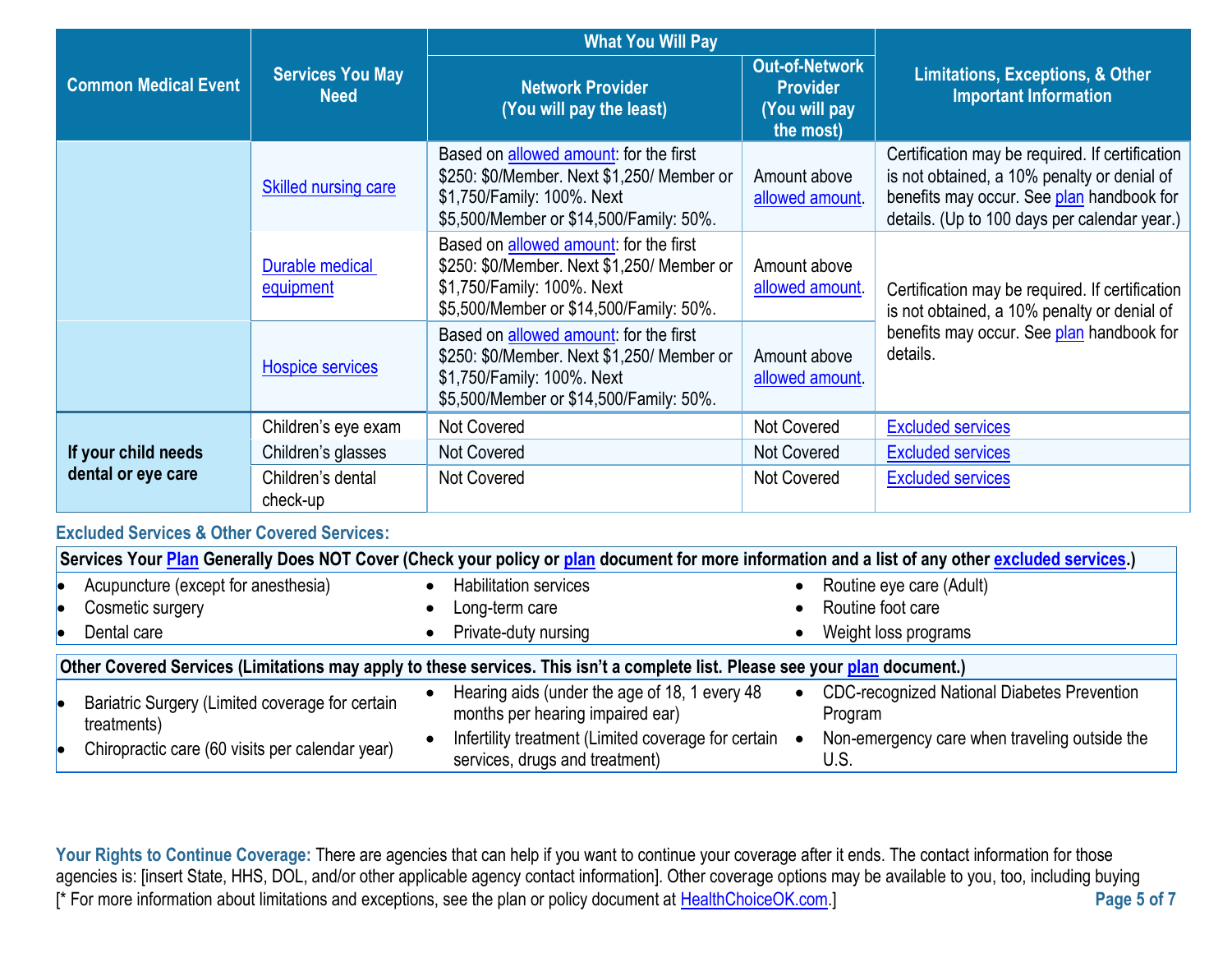| Common Medical Event | Services You May Need | What You Will Pay | | Limitations, Exceptions, & Other Important Information |
|---|---|---|---|---|
| | | Network Provider (You will pay the least) | Out-of-Network Provider (You will pay the most) | |
| | Skilled nursing care | Based on allowed amount: for the first $250: $0/Member. Next $1,250/ Member or $1,750/Family: 100%. Next $5,500/Member or $14,500/Family: 50%. | Amount above allowed amount. | Certification may be required. If certification is not obtained, a 10% penalty or denial of benefits may occur. See plan handbook for details. (Up to 100 days per calendar year.) |
| | Durable medical equipment | Based on allowed amount: for the first $250: $0/Member. Next $1,250/ Member or $1,750/Family: 100%. Next $5,500/Member or $14,500/Family: 50%. | Amount above allowed amount. | Certification may be required. If certification is not obtained, a 10% penalty or denial of benefits may occur. See plan handbook for details. |
| | Hospice services | Based on allowed amount: for the first $250: $0/Member. Next $1,250/ Member or $1,750/Family: 100%. Next $5,500/Member or $14,500/Family: 50%. | Amount above allowed amount. | |
| If your child needs dental or eye care | Children's eye exam | Not Covered | Not Covered | Excluded services |
| | Children's glasses | Not Covered | Not Covered | Excluded services |
| | Children's dental check-up | Not Covered | Not Covered | Excluded services |

### Excluded Services & Other Covered Services:

**Services Your Plan Generally Does NOT Cover (Check your policy or plan document for more information and a list of any other excluded services.)**

- Acupuncture (except for anesthesia)
- Cosmetic surgery
- Dental care
- Habilitation services
- Long-term care
- Private-duty nursing
- Routine eye care (Adult)
- Routine foot care
- Weight loss programs

**Other Covered Services (Limitations may apply to these services. This isn't a complete list. Please see your plan document.)**

- Bariatric Surgery (Limited coverage for certain treatments)
- Chiropractic care (60 visits per calendar year)
- Hearing aids (under the age of 18, 1 every 48 months per hearing impaired ear)
- Infertility treatment (Limited coverage for certain services, drugs and treatment)
- CDC-recognized National Diabetes Prevention Program
- Non-emergency care when traveling outside the U.S.

**Your Rights to Continue Coverage:** There are agencies that can help if you want to continue your coverage after it ends. The contact information for those agencies is: [insert State, HHS, DOL, and/or other applicable agency contact information]. Other coverage options may be available to you, too, including buying

[* For more information about limitations and exceptions, see the plan or policy document at HealthChoiceOK.com.]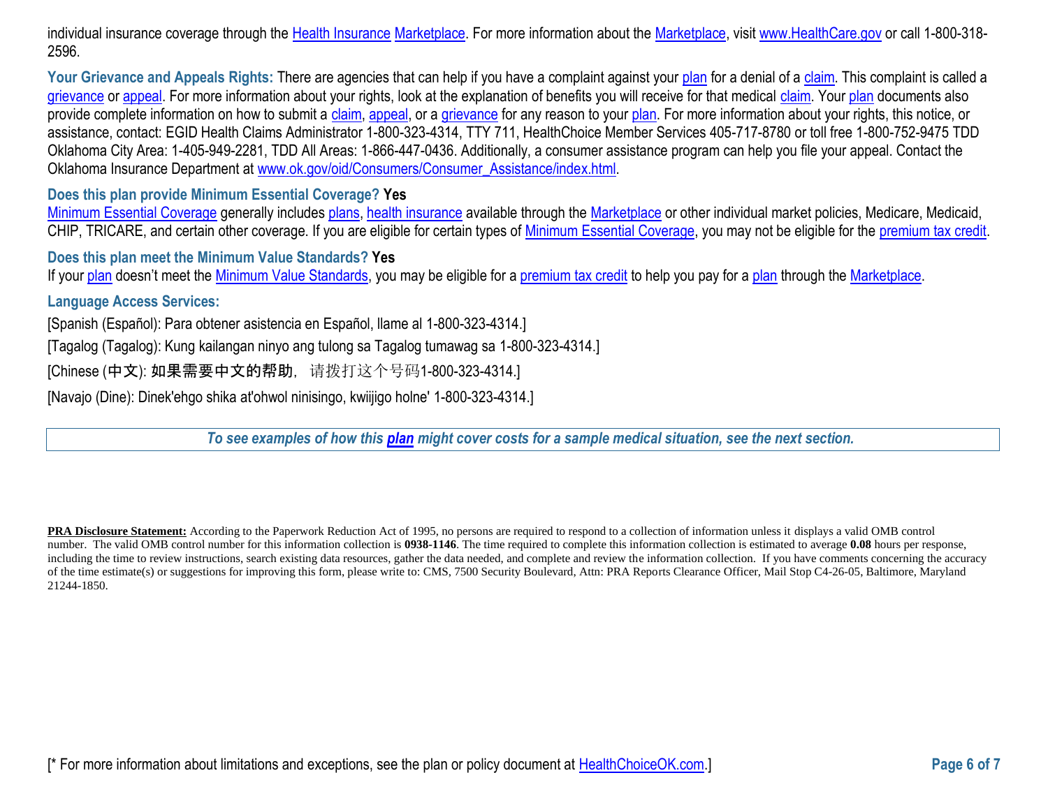individual insurance coverage through the Health Insurance Marketplace. For more information about the Marketplace, visit www.HealthCare.gov or call 1-800-318-2596.

**Your Grievance and Appeals Rights:** There are agencies that can help if you have a complaint against your plan for a denial of a claim. This complaint is called a grievance or appeal. For more information about your rights, look at the explanation of benefits you will receive for that medical claim. Your plan documents also provide complete information on how to submit a claim, appeal, or a grievance for any reason to your plan. For more information about your rights, this notice, or assistance, contact: EGID Health Claims Administrator 1-800-323-4314, TTY 711, HealthChoice Member Services 405-717-8780 or toll free 1-800-752-9475 TDD Oklahoma City Area: 1-405-949-2281, TDD All Areas: 1-866-447-0436. Additionally, a consumer assistance program can help you file your appeal. Contact the Oklahoma Insurance Department at www.ok.gov/oid/Consumers/Consumer_Assistance/index.html.

**Does this plan provide Minimum Essential Coverage? Yes**

Minimum Essential Coverage generally includes plans, health insurance available through the Marketplace or other individual market policies, Medicare, Medicaid, CHIP, TRICARE, and certain other coverage. If you are eligible for certain types of Minimum Essential Coverage, you may not be eligible for the premium tax credit.

**Does this plan meet the Minimum Value Standards? Yes**

If your plan doesn't meet the Minimum Value Standards, you may be eligible for a premium tax credit to help you pay for a plan through the Marketplace.

**Language Access Services:**

[Spanish (Español): Para obtener asistencia en Español, llame al 1-800-323-4314.]

[Tagalog (Tagalog): Kung kailangan ninyo ang tulong sa Tagalog tumawag sa 1-800-323-4314.]

[Chinese (中文): 如果需要中文的帮助，请拨打这个号码1-800-323-4314.]

[Navajo (Dine): Dinek'ehgo shika at'ohwol ninisingo, kwiijigo holne' 1-800-323-4314.]

***To see examples of how this plan might cover costs for a sample medical situation, see the next section.***

**PRA Disclosure Statement:** According to the Paperwork Reduction Act of 1995, no persons are required to respond to a collection of information unless it displays a valid OMB control number. The valid OMB control number for this information collection is **0938-1146**. The time required to complete this information collection is estimated to average **0.08** hours per response, including the time to review instructions, search existing data resources, gather the data needed, and complete and review the information collection. If you have comments concerning the accuracy of the time estimate(s) or suggestions for improving this form, please write to: CMS, 7500 Security Boulevard, Attn: PRA Reports Clearance Officer, Mail Stop C4-26-05, Baltimore, Maryland 21244-1850.

[* For more information about limitations and exceptions, see the plan or policy document at HealthChoiceOK.com.]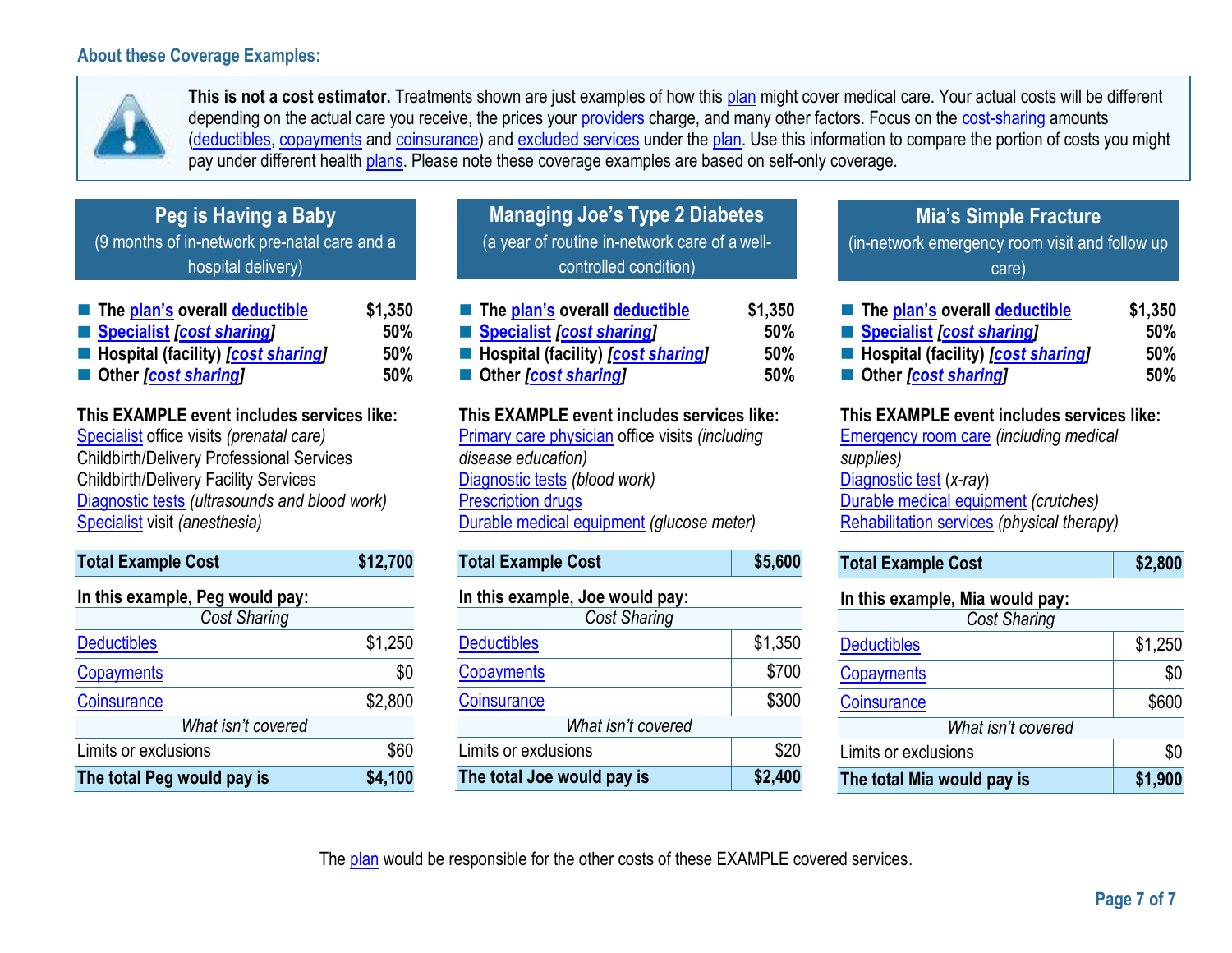## About these Coverage Examples:

**This is not a cost estimator.** Treatments shown are just examples of how this plan might cover medical care. Your actual costs will be different depending on the actual care you receive, the prices your providers charge, and many other factors. Focus on the cost-sharing amounts (deductibles, copayments and coinsurance) and excluded services under the plan. Use this information to compare the portion of costs you might pay under different health plans. Please note these coverage examples are based on self-only coverage.

### Peg is Having a Baby
(9 months of in-network pre-natal care and a hospital delivery)

- **The plan's overall deductible** **$1,350**
- **Specialist [cost sharing]** **50%**
- **Hospital (facility) [cost sharing]** **50%**
- **Other [cost sharing]** **50%**

**This EXAMPLE event includes services like:**
Specialist office visits *(prenatal care)*
Childbirth/Delivery Professional Services
Childbirth/Delivery Facility Services
Diagnostic tests *(ultrasounds and blood work)*
Specialist visit *(anesthesia)*

| **Total Example Cost** | **$12,700** |
|---|---|
| **In this example, Peg would pay:** | |
| *Cost Sharing* | |
| Deductibles | $1,250 |
| Copayments | $0 |
| Coinsurance | $2,800 |
| *What isn't covered* | |
| Limits or exclusions | $60 |
| **The total Peg would pay is** | **$4,100** |

### Managing Joe's Type 2 Diabetes
(a year of routine in-network care of a well-controlled condition)

- **The plan's overall deductible** **$1,350**
- **Specialist [cost sharing]** **50%**
- **Hospital (facility) [cost sharing]** **50%**
- **Other [cost sharing]** **50%**

**This EXAMPLE event includes services like:**
Primary care physician office visits *(including disease education)*
Diagnostic tests *(blood work)*
Prescription drugs
Durable medical equipment *(glucose meter)*

| **Total Example Cost** | **$5,600** |
|---|---|
| **In this example, Joe would pay:** | |
| *Cost Sharing* | |
| Deductibles | $1,350 |
| Copayments | $700 |
| Coinsurance | $300 |
| *What isn't covered* | |
| Limits or exclusions | $20 |
| **The total Joe would pay is** | **$2,400** |

### Mia's Simple Fracture
(in-network emergency room visit and follow up care)

- **The plan's overall deductible** **$1,350**
- **Specialist [cost sharing]** **50%**
- **Hospital (facility) [cost sharing]** **50%**
- **Other [cost sharing]** **50%**

**This EXAMPLE event includes services like:**
Emergency room care *(including medical supplies)*
Diagnostic test *(x-ray)*
Durable medical equipment *(crutches)*
Rehabilitation services *(physical therapy)*

| **Total Example Cost** | **$2,800** |
|---|---|
| **In this example, Mia would pay:** | |
| *Cost Sharing* | |
| Deductibles | $1,250 |
| Copayments | $0 |
| Coinsurance | $600 |
| *What isn't covered* | |
| Limits or exclusions | $0 |
| **The total Mia would pay is** | **$1,900** |

The plan would be responsible for the other costs of these EXAMPLE covered services.